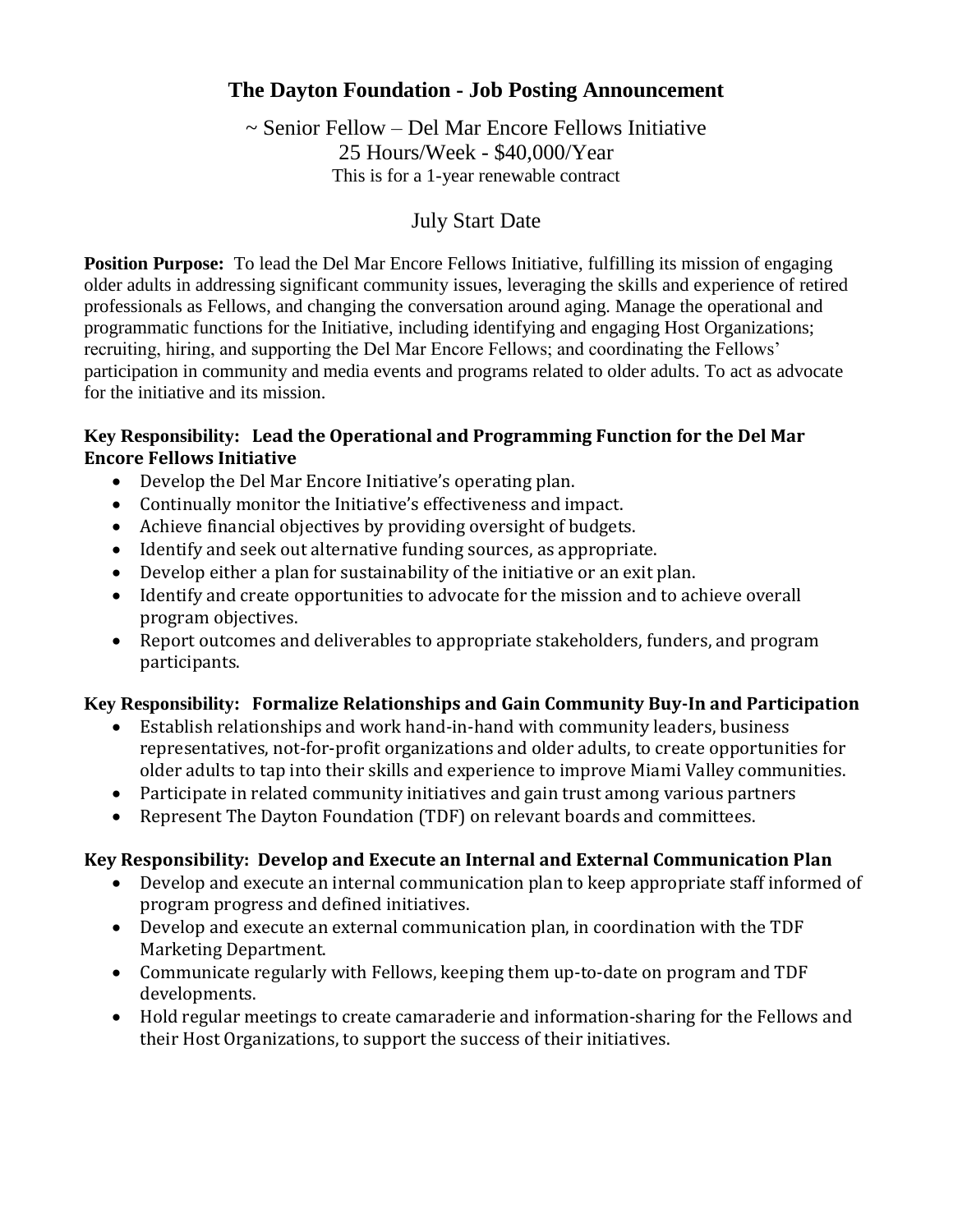# The Dayton Foundation - Job Posting Announcement

~ Senior Fellow – Del Mar Encore Fellows Initiative
25 Hours/Week - $40,000/Year
This is for a 1-year renewable contract

July Start Date

**Position Purpose:** To lead the Del Mar Encore Fellows Initiative, fulfilling its mission of engaging older adults in addressing significant community issues, leveraging the skills and experience of retired professionals as Fellows, and changing the conversation around aging. Manage the operational and programmatic functions for the Initiative, including identifying and engaging Host Organizations; recruiting, hiring, and supporting the Del Mar Encore Fellows; and coordinating the Fellows' participation in community and media events and programs related to older adults. To act as advocate for the initiative and its mission.

**Key Responsibility: Lead the Operational and Programming Function for the Del Mar Encore Fellows Initiative**

- Develop the Del Mar Encore Initiative's operating plan.
- Continually monitor the Initiative's effectiveness and impact.
- Achieve financial objectives by providing oversight of budgets.
- Identify and seek out alternative funding sources, as appropriate.
- Develop either a plan for sustainability of the initiative or an exit plan.
- Identify and create opportunities to advocate for the mission and to achieve overall program objectives.
- Report outcomes and deliverables to appropriate stakeholders, funders, and program participants.

**Key Responsibility: Formalize Relationships and Gain Community Buy-In and Participation**

- Establish relationships and work hand-in-hand with community leaders, business representatives, not-for-profit organizations and older adults, to create opportunities for older adults to tap into their skills and experience to improve Miami Valley communities.
- Participate in related community initiatives and gain trust among various partners
- Represent The Dayton Foundation (TDF) on relevant boards and committees.

**Key Responsibility: Develop and Execute an Internal and External Communication Plan**

- Develop and execute an internal communication plan to keep appropriate staff informed of program progress and defined initiatives.
- Develop and execute an external communication plan, in coordination with the TDF Marketing Department.
- Communicate regularly with Fellows, keeping them up-to-date on program and TDF developments.
- Hold regular meetings to create camaraderie and information-sharing for the Fellows and their Host Organizations, to support the success of their initiatives.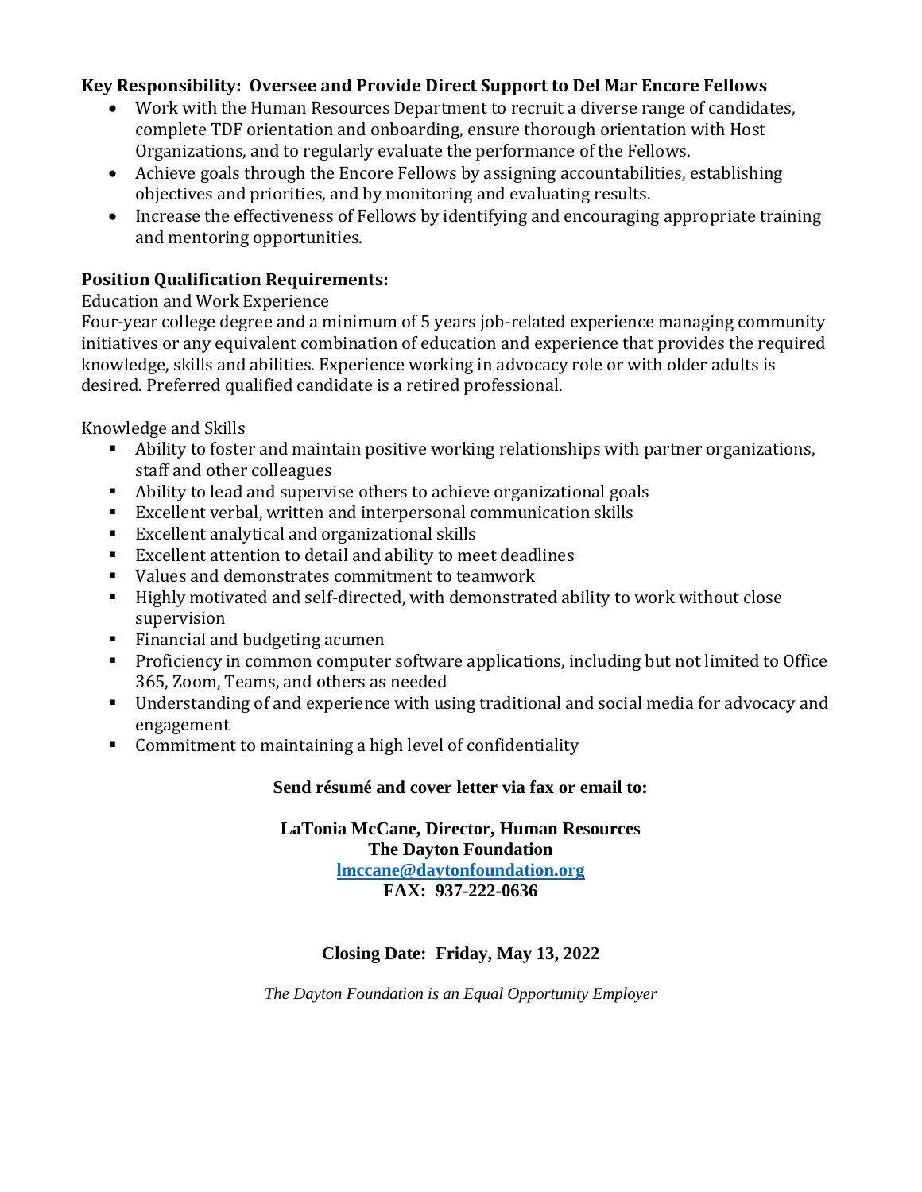**Key Responsibility: Oversee and Provide Direct Support to Del Mar Encore Fellows**

- Work with the Human Resources Department to recruit a diverse range of candidates, complete TDF orientation and onboarding, ensure thorough orientation with Host Organizations, and to regularly evaluate the performance of the Fellows.
- Achieve goals through the Encore Fellows by assigning accountabilities, establishing objectives and priorities, and by monitoring and evaluating results.
- Increase the effectiveness of Fellows by identifying and encouraging appropriate training and mentoring opportunities.

**Position Qualification Requirements:**

Education and Work Experience

Four-year college degree and a minimum of 5 years job-related experience managing community initiatives or any equivalent combination of education and experience that provides the required knowledge, skills and abilities. Experience working in advocacy role or with older adults is desired. Preferred qualified candidate is a retired professional.

Knowledge and Skills

- Ability to foster and maintain positive working relationships with partner organizations, staff and other colleagues
- Ability to lead and supervise others to achieve organizational goals
- Excellent verbal, written and interpersonal communication skills
- Excellent analytical and organizational skills
- Excellent attention to detail and ability to meet deadlines
- Values and demonstrates commitment to teamwork
- Highly motivated and self-directed, with demonstrated ability to work without close supervision
- Financial and budgeting acumen
- Proficiency in common computer software applications, including but not limited to Office 365, Zoom, Teams, and others as needed
- Understanding of and experience with using traditional and social media for advocacy and engagement
- Commitment to maintaining a high level of confidentiality

**Send résumé and cover letter via fax or email to:**

**LaTonia McCane, Director, Human Resources**
**The Dayton Foundation**
**lmccane@daytonfoundation.org**
**FAX: 937-222-0636**

**Closing Date: Friday, May 13, 2022**

*The Dayton Foundation is an Equal Opportunity Employer*